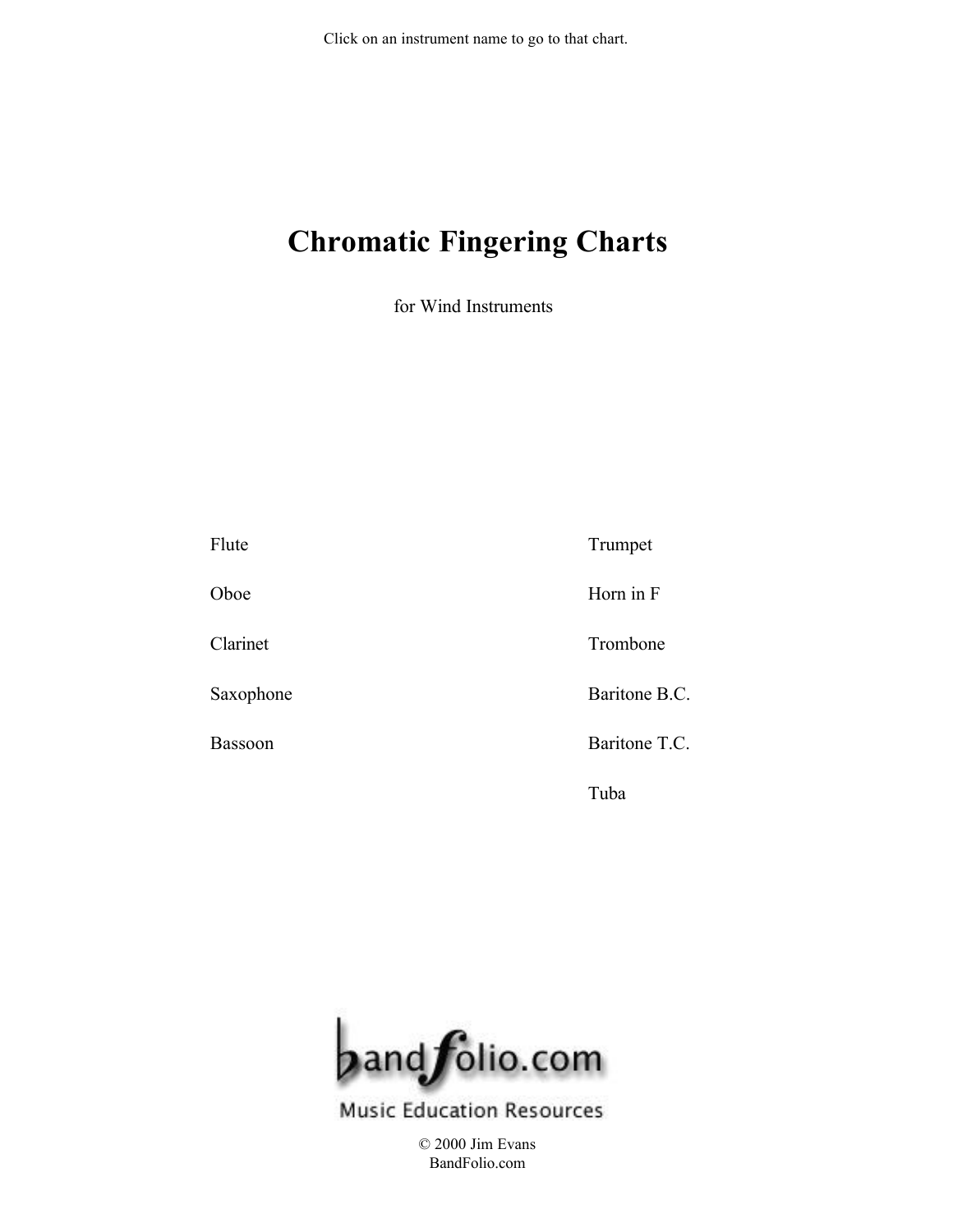Click on an instrument name to go to that chart.

# Chromatic Fingering Charts

for Wind Instruments

- Flute
- Oboe
- Clarinet
- Saxophone
- Bassoon
- Trumpet
- Horn in F
- Trombone
- Baritone B.C.
- Baritone T.C.
- Tuba

bandfolio.com

Music Education Resources

© 2000 Jim Evans
BandFolio.com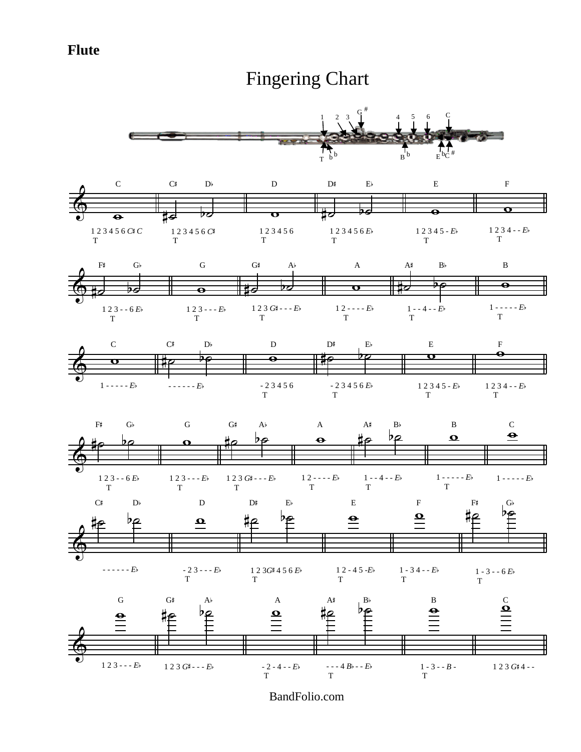**Flute**

# Fingering Chart

| Note | Fingering |
| --- | --- |
| C | 1 2 3 4 5 6 C♯ C T |
| C♯ / D♭ | 1 2 3 4 5 6 C♯ T |
| D | 1 2 3 4 5 6 T |
| D♯ / E♭ | 1 2 3 4 5 6 E♭ T |
| E | 1 2 3 4 5 - E♭ T |
| F | 1 2 3 4 - - E♭ T |
| F♯ / G♭ | 1 2 3 - - 6 E♭ T |
| G | 1 2 3 - - - E♭ T |
| G♯ / A♭ | 1 2 3 G♯ - - - E♭ T |
| A | 1 2 - - - - E♭ T |
| A♯ / B♭ | 1 - - 4 - - E♭ T |
| B | 1 - - - - - E♭ T |
| C | 1 - - - - - E♭ |
| C♯ / D♭ | - - - - - - E♭ |
| D | - 2 3 4 5 6 T |
| D♯ / E♭ | - 2 3 4 5 6 E♭ T |
| E | 1 2 3 4 5 - E♭ T |
| F | 1 2 3 4 - - E♭ T |
| F♯ / G♭ | 1 2 3 - - 6 E♭ T |
| G | 1 2 3 - - - E♭ T |
| G♯ / A♭ | 1 2 3 G♯ - - - E♭ T |
| A | 1 2 - - - - E♭ T |
| A♯ / B♭ | 1 - - 4 - - E♭ T |
| B | 1 - - - - - E♭ T |
| C | 1 - - - - - E♭ |
| C♯ / D♭ | - - - - - - E♭ |
| D | - 2 3 - - - E♭ T |
| D♯ / E♭ | 1 2 3G♯ 4 5 6 E♭ T |
| E | 1 2 - 4 5 -E♭ T |
| F | 1 - 3 4 - - E♭ T |
| F♯ / G♭ | 1 - 3 - - 6 E♭ T |
| G | 1 2 3 - - - E♭ |
| G♯ / A♭ | 1 2 3 G♯ - - - E♭ |
| A | - 2 - 4 - - E♭ T |
| A♯ / B♭ | - - - 4 B♭ - - E♭ T |
| B | 1 - 3 - - B - T |
| C | 1 2 3 G♯ 4 - - |

BandFolio.com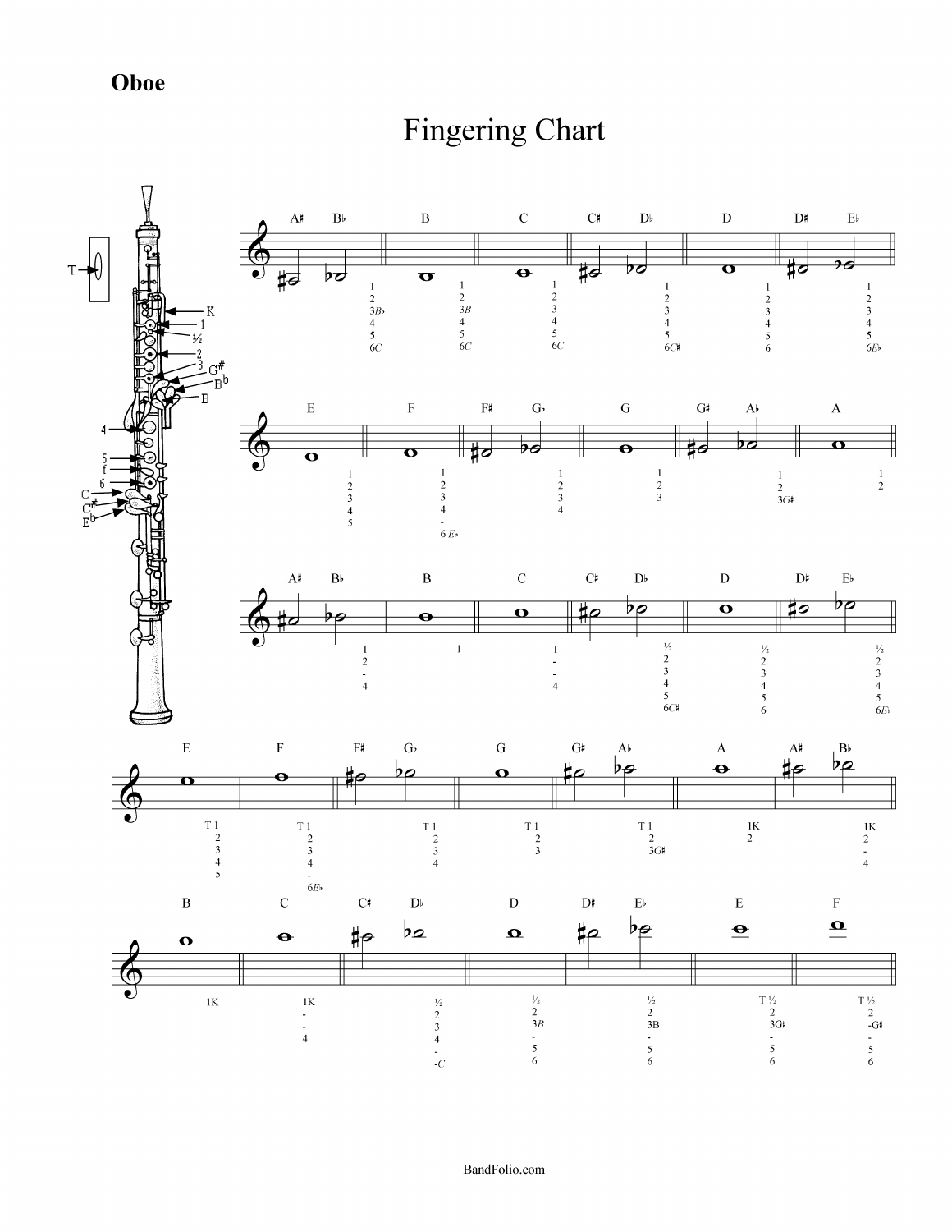**Oboe**

# Fingering Chart

| Note | A♯ / B♭ | B | C | C♯ / D♭ | D | D♯ / E♭ |
|---|---|---|---|---|---|---|
| Fingering | 1, 2, 3B♭, 4, 5, 6C | 1, 2, 3B, 4, 5, 6C | 1, 2, 3, 4, 5, 6C | 1, 2, 3, 4, 5, 6C♯ | 1, 2, 3, 4, 5, 6 | 1, 2, 3, 4, 5, 6E♭ |

| Note | E | F | F♯ / G♭ | G | G♯ / A♭ | A |
|---|---|---|---|---|---|---|
| Fingering | 1, 2, 3, 4, 5 | 1, 2, 3, 4, -, 6 E♭ | 1, 2, 3, 4 | 1, 2, 3 | 1, 2, 3G♯ | 1, 2 |

| Note | A♯ / B♭ | B | C | C♯ / D♭ | D | D♯ / E♭ |
|---|---|---|---|---|---|---|
| Fingering | 1, 2, -, 4 | 1 | 1, -, -, 4 | ½, 2, 3, 4, 5, 6C♯ | ½, 2, 3, 4, 5, 6 | ½, 2, 3, 4, 5, 6E♭ |

| Note | E | F | F♯ / G♭ | G | G♯ / A♭ | A | A♯ / B♭ |
|---|---|---|---|---|---|---|---|
| Fingering | T 1, 2, 3, 4, 5 | T 1, 2, 3, 4, -, 6E♭ | T 1, 2, 3, 4 | T 1, 2, 3 | T 1, 2, 3G♯ | 1K, 2 | 1K, 2, -, 4 |

| Note | B | C | C♯ / D♭ | D | D♯ / E♭ | E | F |
|---|---|---|---|---|---|---|---|
| Fingering | 1K | 1K, -, -, 4 | ½, 2, 3, 4, -, -C | ½, 2, 3B, -, 5, 6 | ½, 2, 3B, -, 5, 6 | T ½, 2, 3G♯, -, 5, 6 | T ½, 2, -G♯, -, 5, 6 |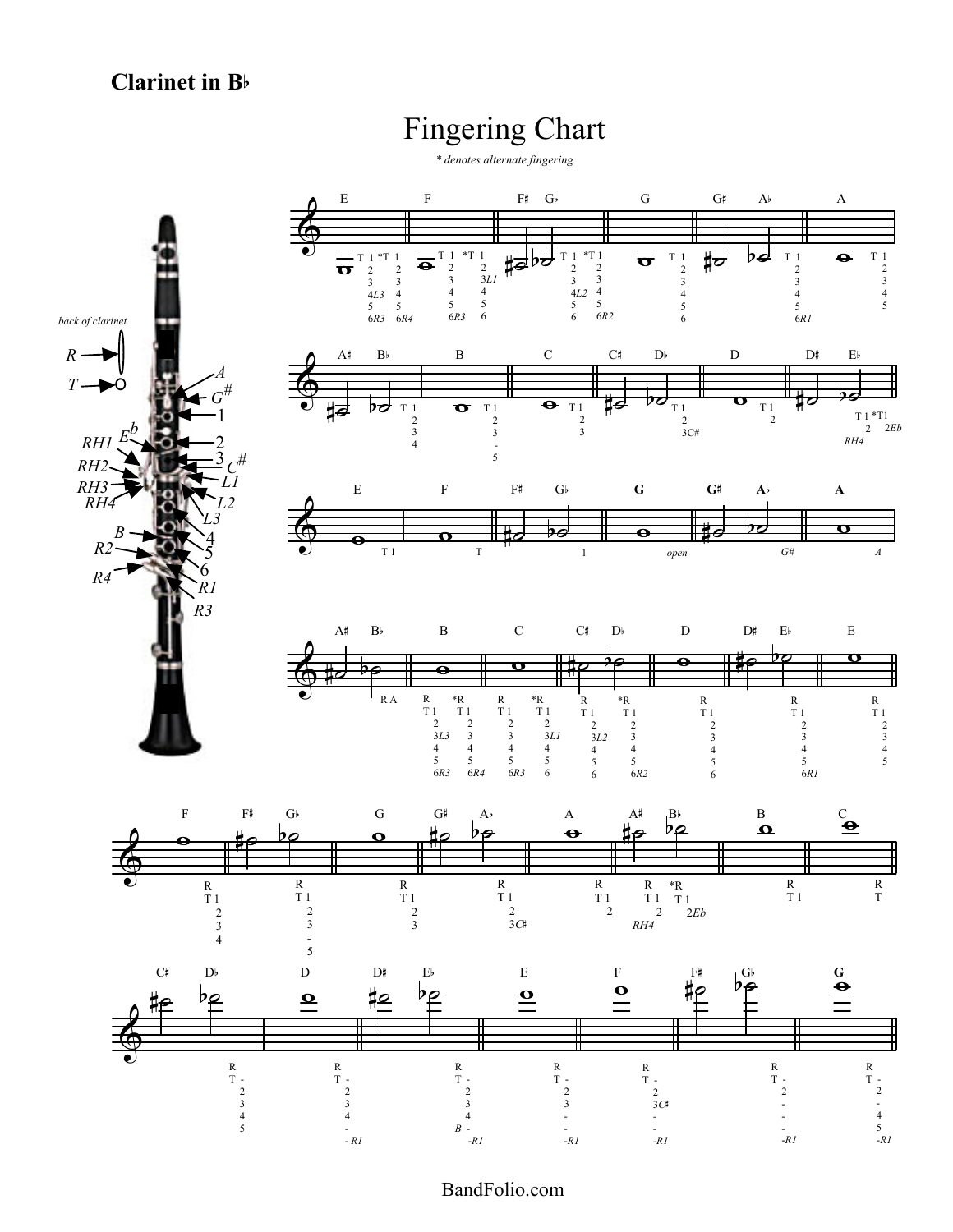**Clarinet in B♭**

# Fingering Chart

*\* denotes alternate fingering*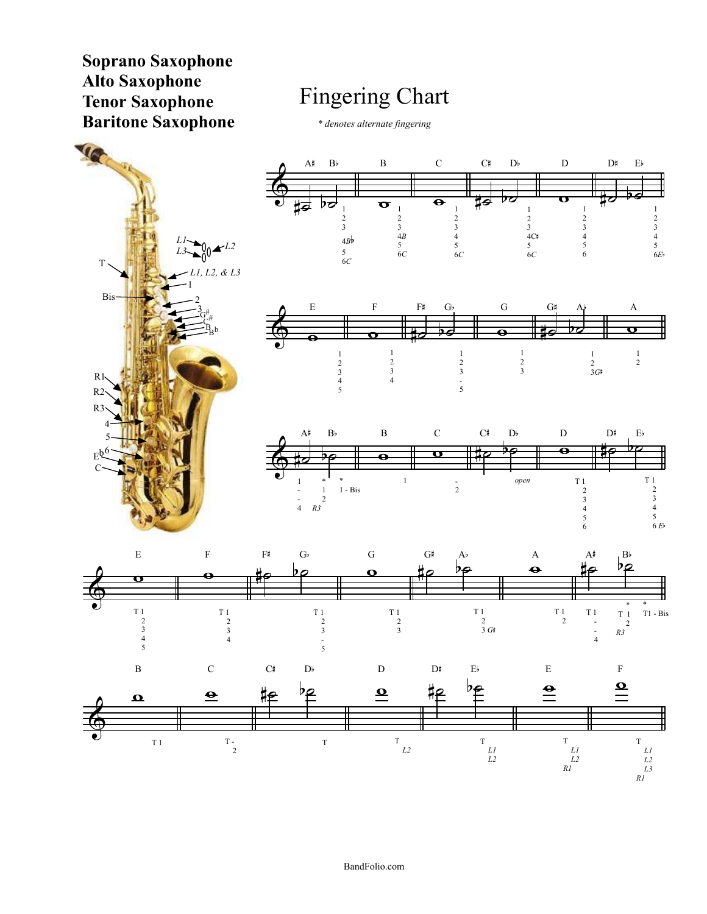**Soprano Saxophone**
**Alto Saxophone**
**Tenor Saxophone**
**Baritone Saxophone**

# Fingering Chart

*\* denotes alternate fingering*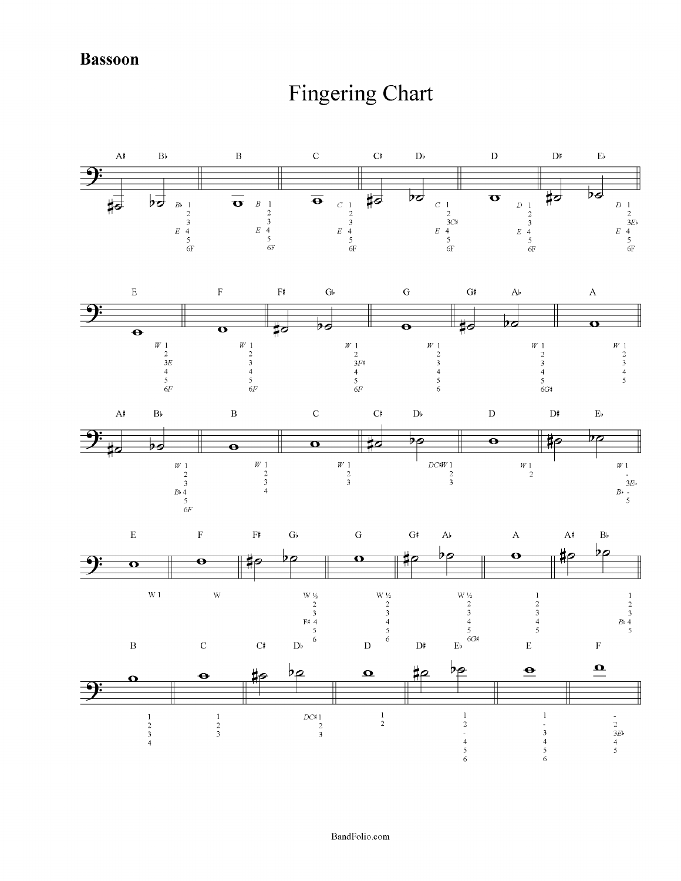**Bassoon**

# Fingering Chart

| Note | Fingering |
|---|---|
| A♯ / B♭ | B♭ 1, 2, 3, E 4, 5, 6F |
| B | B 1, 2, 3, E 4, 5, 6F |
| C | C 1, 2, 3, E 4, 5, 6F |
| C♯ / D♭ | C 1, 2, 3C♯, E 4, 5, 6F |
| D | D 1, 2, 3, E 4, 5, 6F |
| D♯ / E♭ | D 1, 2, 3E♭, E 4, 5, 6F |
| E | W 1, 2, 3E, 4, 5, 6F |
| F | W 1, 2, 3, 4, 5, 6F |
| F♯ / G♭ | W 1, 2, 3F♯, 4, 5, 6F |
| G | W 1, 2, 3, 4, 5, 6 |
| G♯ / A♭ | W 1, 2, 3, 4, 5, 6G♯ |
| A | W 1, 2, 3, 4, 5 |
| A♯ / B♭ | W 1, 2, 3, B♭ 4, 5, 6F |
| B | W 1, 2, 3, 4 |
| C | W 1, 2, 3 |
| C♯ / D♭ | DC♯W 1, 2, 3 |
| D | W 1, 2 |
| D♯ / E♭ | W 1, -, 3E♭, B♭ -, 5 |
| E | W 1 |
| F | W |
| F♯ / G♭ | W ½, 2, 3, F♯ 4, 5, 6 |
| G | W ½, 2, 3, 4, 5, 6 |
| G♯ / A♭ | W ½, 2, 3, 4, 5, 6G♯ |
| A | 1, 2, 3, 4, 5 |
| A♯ / B♭ | 1, 2, 3, B♭ 4, 5 |
| B | 1, 2, 3, 4 |
| C | 1, 2, 3 |
| C♯ / D♭ | DC♯ 1, 2, 3 |
| D | 1, 2 |
| D♯ / E♭ | 1, 2, -, 4, 5, 6 |
| E | 1, -, 3, 4, 5, 6 |
| F | -, 2, 3E♭, 4, 5 |

BandFolio.com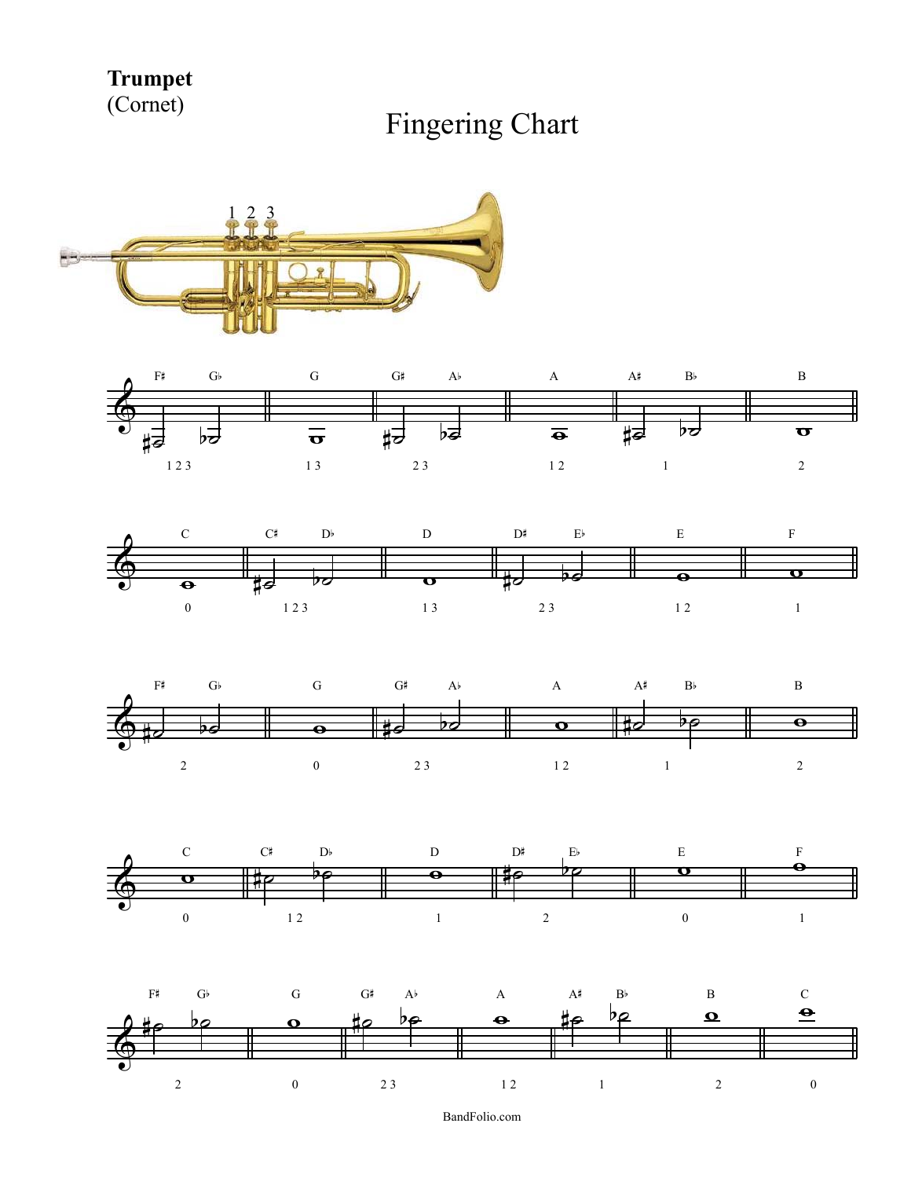**Trumpet**
(Cornet)

# Fingering Chart

1 2 3

| Note | F♯ / G♭ | G | G♯ / A♭ | A | A♯ / B♭ | B |
|---|---|---|---|---|---|---|
| Fingering | 1 2 3 | 1 3 | 2 3 | 1 2 | 1 | 2 |

| Note | C | C♯ / D♭ | D | D♯ / E♭ | E | F |
|---|---|---|---|---|---|---|
| Fingering | 0 | 1 2 3 | 1 3 | 2 3 | 1 2 | 1 |

| Note | F♯ / G♭ | G | G♯ / A♭ | A | A♯ / B♭ | B |
|---|---|---|---|---|---|---|
| Fingering | 2 | 0 | 2 3 | 1 2 | 1 | 2 |

| Note | C | C♯ / D♭ | D | D♯ / E♭ | E | F |
|---|---|---|---|---|---|---|
| Fingering | 0 | 1 2 | 1 | 2 | 0 | 1 |

| Note | F♯ / G♭ | G | G♯ / A♭ | A | A♯ / B♭ | B | C |
|---|---|---|---|---|---|---|---|
| Fingering | 2 | 0 | 2 3 | 1 2 | 1 | 2 | 0 |

BandFolio.com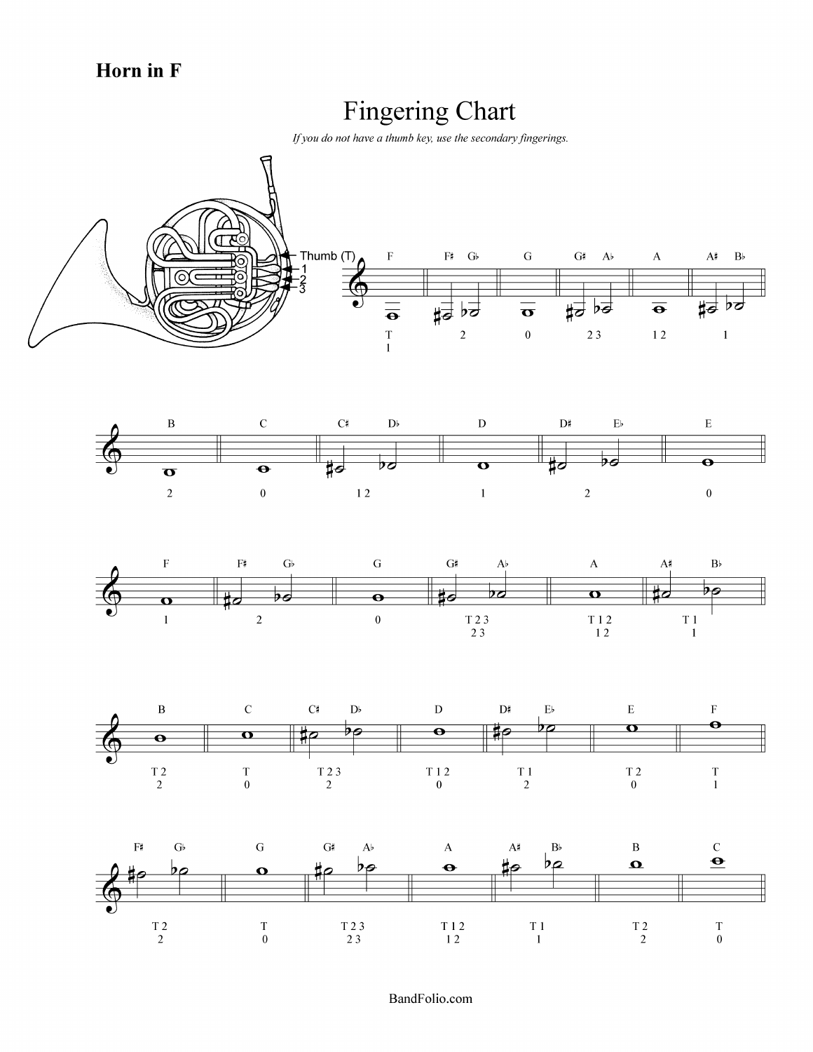**Horn in F**

# Fingering Chart

*If you do not have a thumb key, use the secondary fingerings.*

Thumb (T), 1, 2, 3

| Note | Fingering | Secondary |
|---|---|---|
| F | T 1 | |
| F♯ G♭ | 2 | |
| G | 0 | |
| G♯ A♭ | 2 3 | |
| A | 1 2 | |
| A♯ B♭ | 1 | |
| B | 2 | |
| C | 0 | |
| C♯ D♭ | 1 2 | |
| D | 1 | |
| D♯ E♭ | 2 | |
| E | 0 | |
| F | 1 | |
| F♯ G♭ | 2 | |
| G | 0 | |
| G♯ A♭ | T 2 3 | 2 3 |
| A | T 1 2 | 1 2 |
| A♯ B♭ | T 1 | 1 |
| B | T 2 | 2 |
| C | T | 0 |
| C♯ D♭ | T 2 3 | 2 |
| D | T 1 2 | 0 |
| D♯ E♭ | T 1 | 2 |
| E | T 2 | 0 |
| F | T | 1 |
| F♯ G♭ | T 2 | 2 |
| G | T | 0 |
| G♯ A♭ | T 2 3 | 2 3 |
| A | T 1 2 | 1 2 |
| A♯ B♭ | T 1 | 1 |
| B | T 2 | 2 |
| C | T | 0 |

BandFolio.com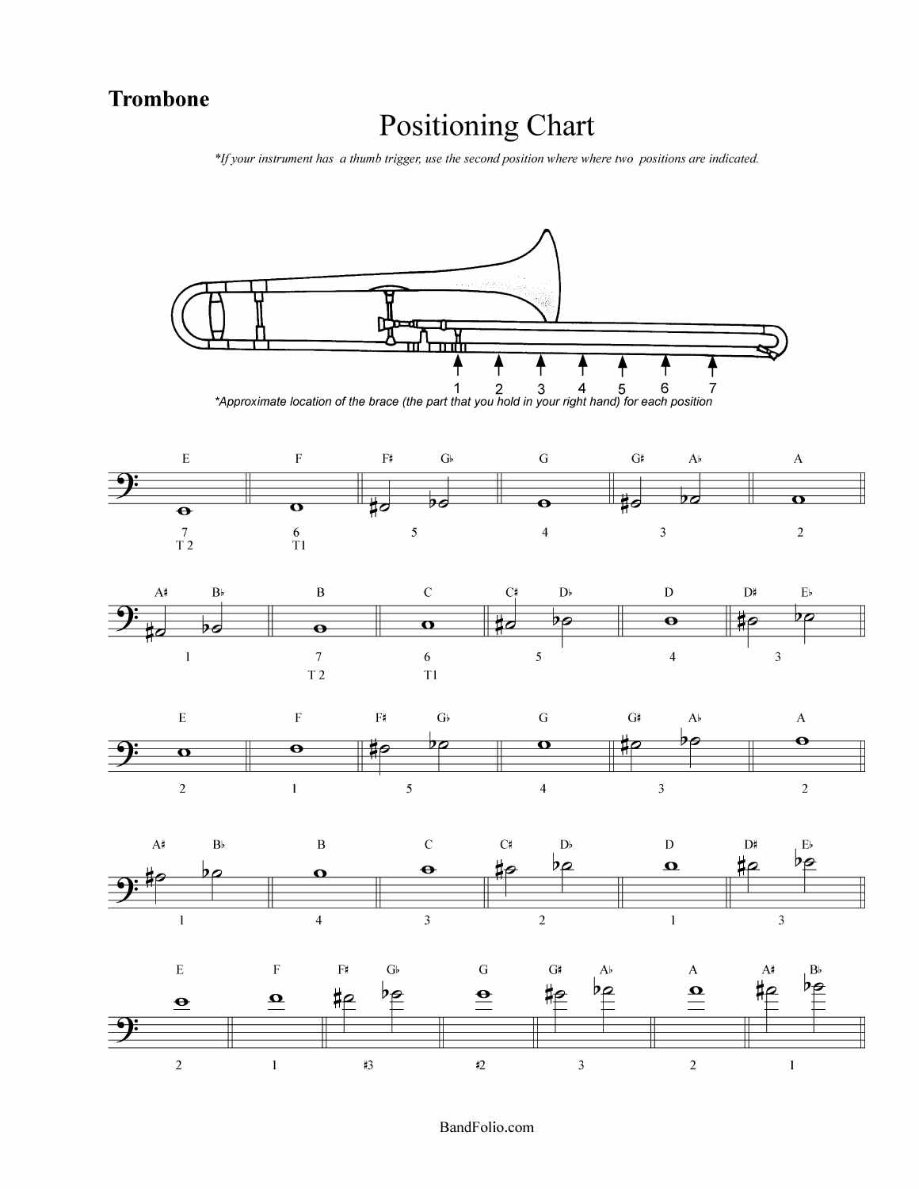**Trombone**

# Positioning Chart

*\*If your instrument has a thumb trigger, use the second position where where two positions are indicated.*

1 2 3 4 5 6 7

*\*Approximate location of the brace (the part that you hold in your right hand) for each position*

| E | F | F♯ / G♭ | G | G♯ / A♭ | A |
|---|---|---|---|---|---|
| 7<br>T 2 | 6<br>T1 | 5 | 4 | 3 | 2 |

| A♯ / B♭ | B | C | C♯ / D♭ | D | D♯ / E♭ |
|---|---|---|---|---|---|
| 1 | 7<br>T 2 | 6<br>T1 | 5 | 4 | 3 |

| E | F | F♯ / G♭ | G | G♯ / A♭ | A |
|---|---|---|---|---|---|
| 2 | 1 | 5 | 4 | 3 | 2 |

| A♯ / B♭ | B | C | C♯ / D♭ | D | D♯ / E♭ |
|---|---|---|---|---|---|
| 1 | 4 | 3 | 2 | 1 | 3 |

| E | F | F♯ / G♭ | G | G♯ / A♭ | A | A♯ / B♭ |
|---|---|---|---|---|---|---|
| 2 | 1 | ♯3 | ♯2 | 3 | 2 | 1 |

BandFolio.com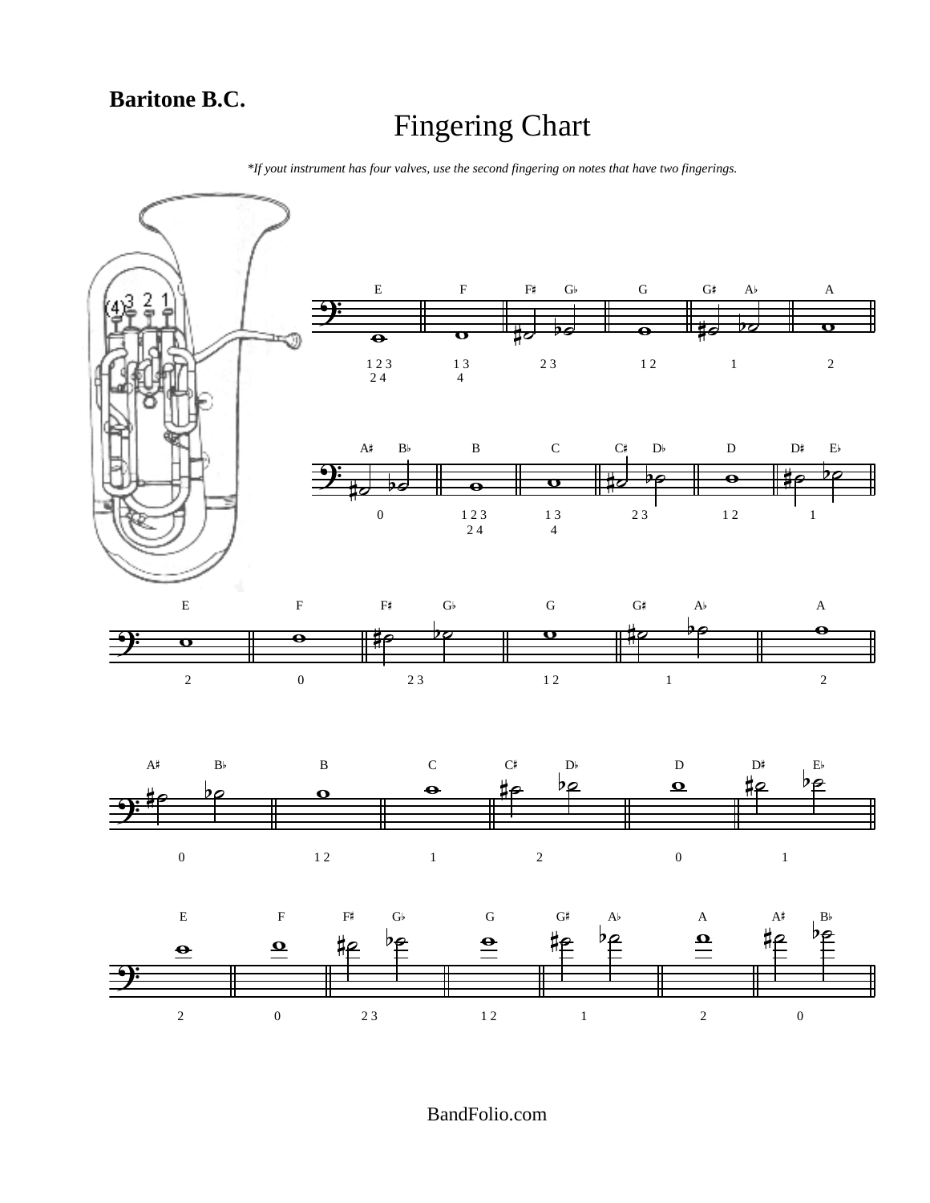**Baritone B.C.**

# Fingering Chart

*\*If yout instrument has four valves, use the second fingering on notes that have two fingerings.*

| Note | E | F | F♯ G♭ | G | G♯ A♭ | A |
|---|---|---|---|---|---|---|
| Fingering | 1 2 3 / 2 4 | 1 3 / 4 | 2 3 | 1 2 | 1 | 2 |

| Note | A♯ B♭ | B | C | C♯ D♭ | D | D♯ E♭ |
|---|---|---|---|---|---|---|
| Fingering | 0 | 1 2 3 / 2 4 | 1 3 / 4 | 2 3 | 1 2 | 1 |

| Note | E | F | F♯ G♭ | G | G♯ A♭ | A |
|---|---|---|---|---|---|---|
| Fingering | 2 | 0 | 2 3 | 1 2 | 1 | 2 |

| Note | A♯ B♭ | B | C | C♯ D♭ | D | D♯ E♭ |
|---|---|---|---|---|---|---|
| Fingering | 0 | 1 2 | 1 | 2 | 0 | 1 |

| Note | E | F | F♯ G♭ | G | G♯ A♭ | A | A♯ B♭ |
|---|---|---|---|---|---|---|---|
| Fingering | 2 | 0 | 2 3 | 1 2 | 1 | 2 | 0 |

BandFolio.com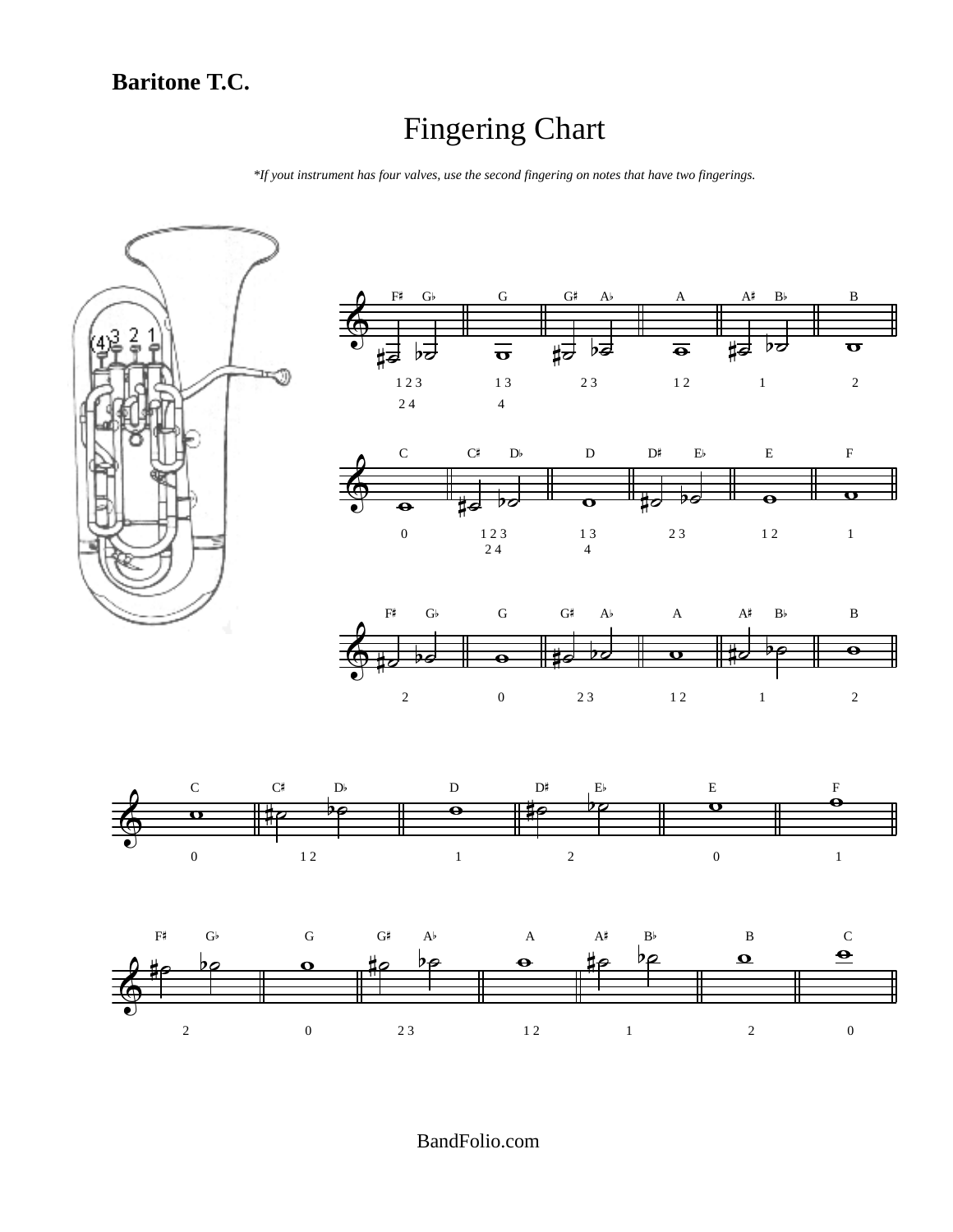**Baritone T.C.**

# Fingering Chart

*\*If yout instrument has four valves, use the second fingering on notes that have two fingerings.*

| Note | F♯ G♭ | G | G♯ A♭ | A | A♯ B♭ | B |
|---|---|---|---|---|---|---|
| Fingering | 1 2 3 / 2 4 | 1 3 / 4 | 2 3 | 1 2 | 1 | 2 |

| Note | C | C♯ D♭ | D | D♯ E♭ | E | F |
|---|---|---|---|---|---|---|
| Fingering | 0 | 1 2 3 / 2 4 | 1 3 / 4 | 2 3 | 1 2 | 1 |

| Note | F♯ G♭ | G | G♯ A♭ | A | A♯ B♭ | B |
|---|---|---|---|---|---|---|
| Fingering | 2 | 0 | 2 3 | 1 2 | 1 | 2 |

| Note | C | C♯ D♭ | D | D♯ E♭ | E | F |
|---|---|---|---|---|---|---|
| Fingering | 0 | 1 2 | 1 | 2 | 0 | 1 |

| Note | F♯ G♭ | G | G♯ A♭ | A | A♯ B♭ | B | C |
|---|---|---|---|---|---|---|---|
| Fingering | 2 | 0 | 2 3 | 1 2 | 1 | 2 | 0 |

BandFolio.com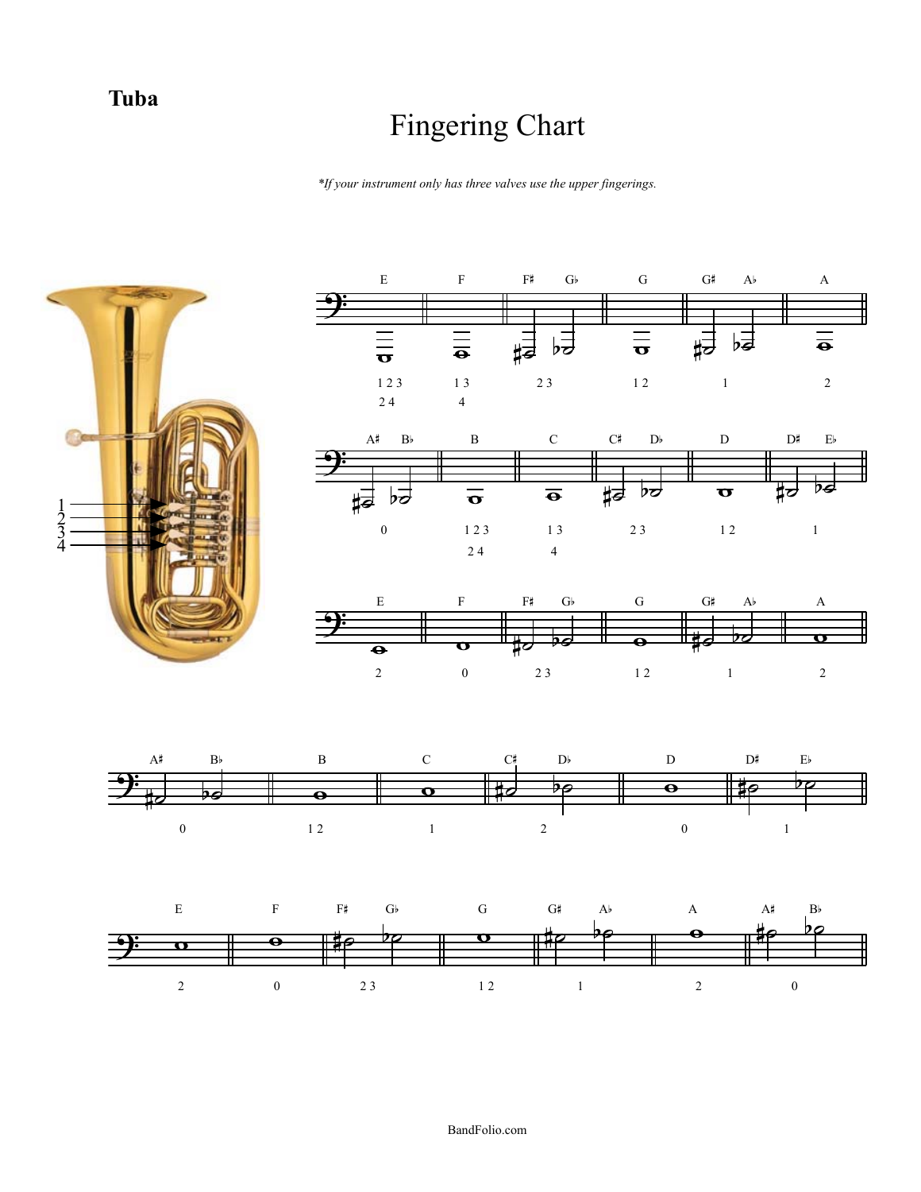**Tuba**

# Fingering Chart

*\*If your instrument only has three valves use the upper fingerings.*

| E | F | F♯ / G♭ | G | G♯ / A♭ | A |
|---|---|---|---|---|---|
| 1 2 3 / 2 4 | 1 3 / 4 | 2 3 | 1 2 | 1 | 2 |

| A♯ / B♭ | B | C | C♯ / D♭ | D | D♯ / E♭ |
|---|---|---|---|---|---|
| 0 | 1 2 3 / 2 4 | 1 3 / 4 | 2 3 | 1 2 | 1 |

| E | F | F♯ / G♭ | G | G♯ / A♭ | A |
|---|---|---|---|---|---|
| 2 | 0 | 2 3 | 1 2 | 1 | 2 |

| A♯ / B♭ | B | C | C♯ / D♭ | D | D♯ / E♭ |
|---|---|---|---|---|---|
| 0 | 1 2 | 1 | 2 | 0 | 1 |

| E | F | F♯ / G♭ | G | G♯ / A♭ | A | A♯ / B♭ |
|---|---|---|---|---|---|---|
| 2 | 0 | 2 3 | 1 2 | 1 | 2 | 0 |

BandFolio.com